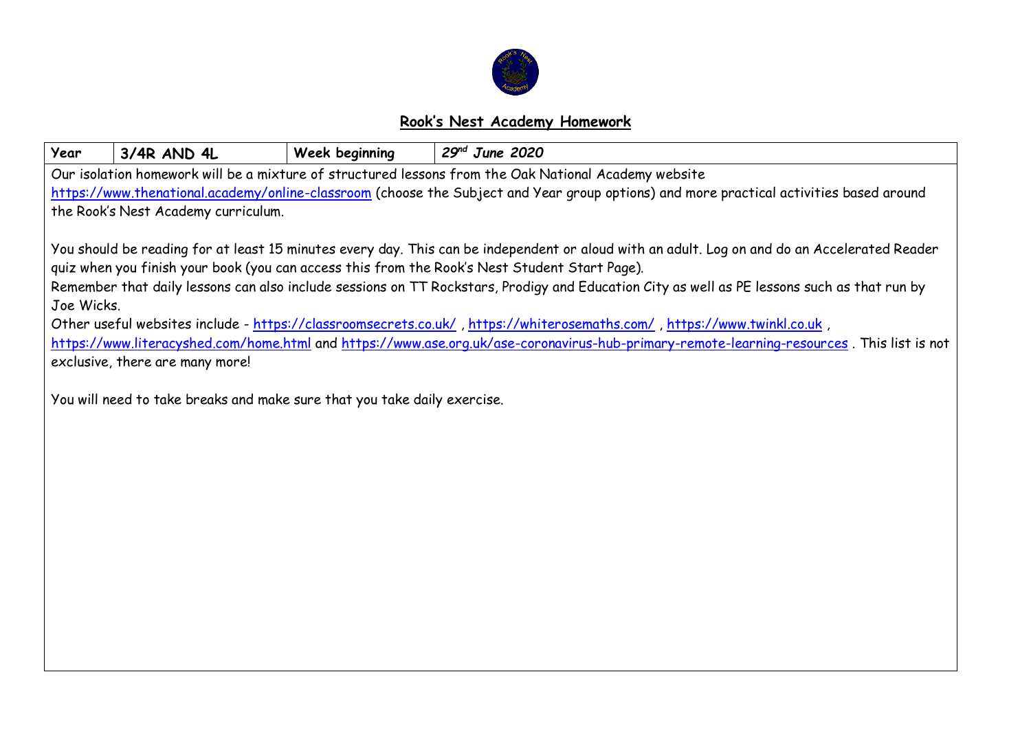## **Rook's Nest Academy Homework**

| **Year** | **3/4R AND 4L** | **Week beginning** | ***29th June 2020*** |
|---|---|---|---|

Our isolation homework will be a mixture of structured lessons from the Oak National Academy website https://www.thenational.academy/online-classroom (choose the Subject and Year group options) and more practical activities based around the Rook's Nest Academy curriculum.

You should be reading for at least 15 minutes every day. This can be independent or aloud with an adult. Log on and do an Accelerated Reader quiz when you finish your book (you can access this from the Rook's Nest Student Start Page).

Remember that daily lessons can also include sessions on TT Rockstars, Prodigy and Education City as well as PE lessons such as that run by Joe Wicks.

Other useful websites include - https://classroomsecrets.co.uk/ , https://whiterosemaths.com/ , https://www.twinkl.co.uk , https://www.literacyshed.com/home.html and https://www.ase.org.uk/ase-coronavirus-hub-primary-remote-learning-resources . This list is not exclusive, there are many more!

You will need to take breaks and make sure that you take daily exercise.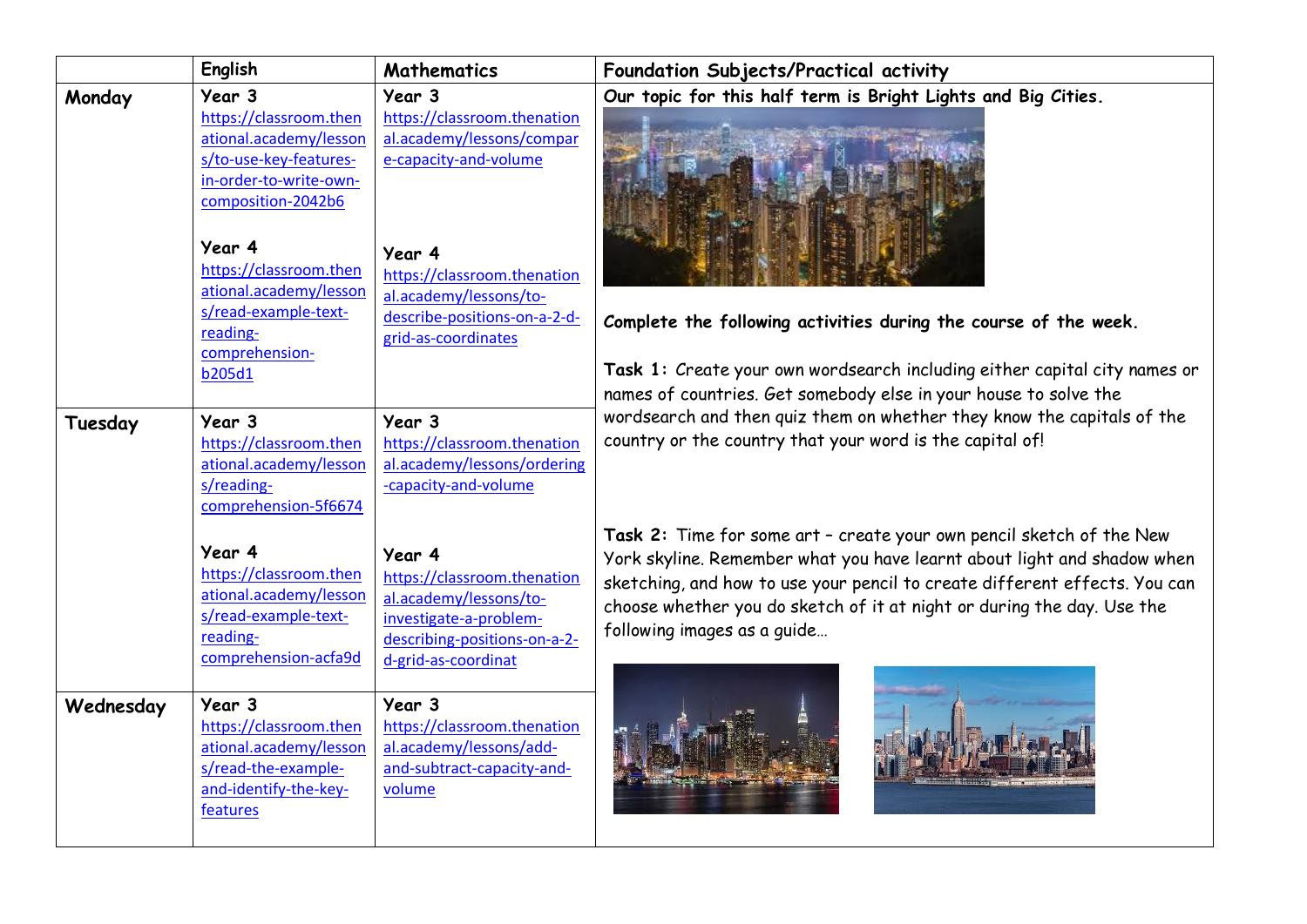| | English | Mathematics | Foundation Subjects/Practical activity |
|---|---|---|---|
| **Monday** | **Year 3** https://classroom.thenational.academy/lessons/to-use-key-features-in-order-to-write-own-composition-2042b6<br><br>**Year 4** https://classroom.thenational.academy/lessons/read-example-text-reading-comprehension-b205d1 | **Year 3** https://classroom.thenational.academy/lessons/compare-capacity-and-volume<br><br>**Year 4** https://classroom.thenational.academy/lessons/to-describe-positions-on-a-2-d-grid-as-coordinates | **Our topic for this half term is Bright Lights and Big Cities.**<br><br>**Complete the following activities during the course of the week.**<br><br>**Task 1:** Create your own wordsearch including either capital city names or names of countries. Get somebody else in your house to solve the wordsearch and then quiz them on whether they know the capitals of the country or the country that your word is the capital of!<br><br>**Task 2:** Time for some art – create your own pencil sketch of the New York skyline. Remember what you have learnt about light and shadow when sketching, and how to use your pencil to create different effects. You can choose whether you do sketch of it at night or during the day. Use the following images as a guide… |
| **Tuesday** | **Year 3** https://classroom.thenational.academy/lessons/reading-comprehension-5f6674<br><br>**Year 4** https://classroom.thenational.academy/lessons/read-example-text-reading-comprehension-acfa9d | **Year 3** https://classroom.thenational.academy/lessons/ordering-capacity-and-volume<br><br>**Year 4** https://classroom.thenational.academy/lessons/to-investigate-a-problem-describing-positions-on-a-2-d-grid-as-coordinat | |
| **Wednesday** | **Year 3** https://classroom.thenational.academy/lessons/read-the-example-and-identify-the-key-features | **Year 3** https://classroom.thenational.academy/lessons/add-and-subtract-capacity-and-volume | |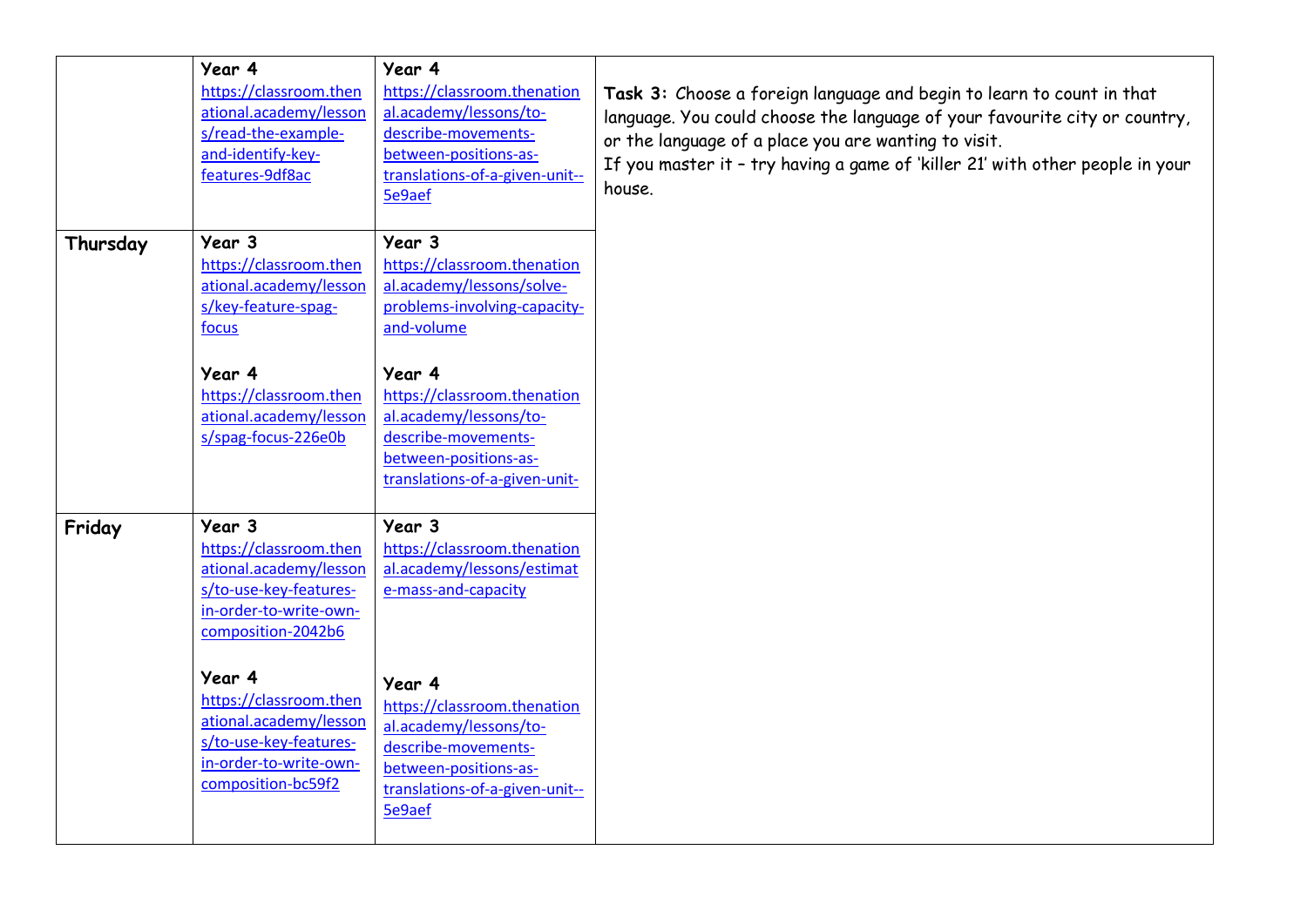| | | | |
|---|---|---|---|
| | **Year 4** https://classroom.thenational.academy/lessons/read-the-example-and-identify-key-features-9df8ac | **Year 4** https://classroom.thenational.academy/lessons/to-describe-movements-between-positions-as-translations-of-a-given-unit--5e9aef | **Task 3:** Choose a foreign language and begin to learn to count in that language. You could choose the language of your favourite city or country, or the language of a place you are wanting to visit. If you master it – try having a game of 'killer 21' with other people in your house. |
| **Thursday** | **Year 3** https://classroom.thenational.academy/lessons/key-feature-spag-focus <br><br> **Year 4** https://classroom.thenational.academy/lessons/spag-focus-226e0b | **Year 3** https://classroom.thenational.academy/lessons/solve-problems-involving-capacity-and-volume <br><br> **Year 4** https://classroom.thenational.academy/lessons/to-describe-movements-between-positions-as-translations-of-a-given-unit- | |
| **Friday** | **Year 3** https://classroom.thenational.academy/lessons/to-use-key-features-in-order-to-write-own-composition-2042b6 <br><br> **Year 4** https://classroom.thenational.academy/lessons/to-use-key-features-in-order-to-write-own-composition-bc59f2 | **Year 3** https://classroom.thenational.academy/lessons/estimate-mass-and-capacity <br><br> **Year 4** https://classroom.thenational.academy/lessons/to-describe-movements-between-positions-as-translations-of-a-given-unit--5e9aef | |